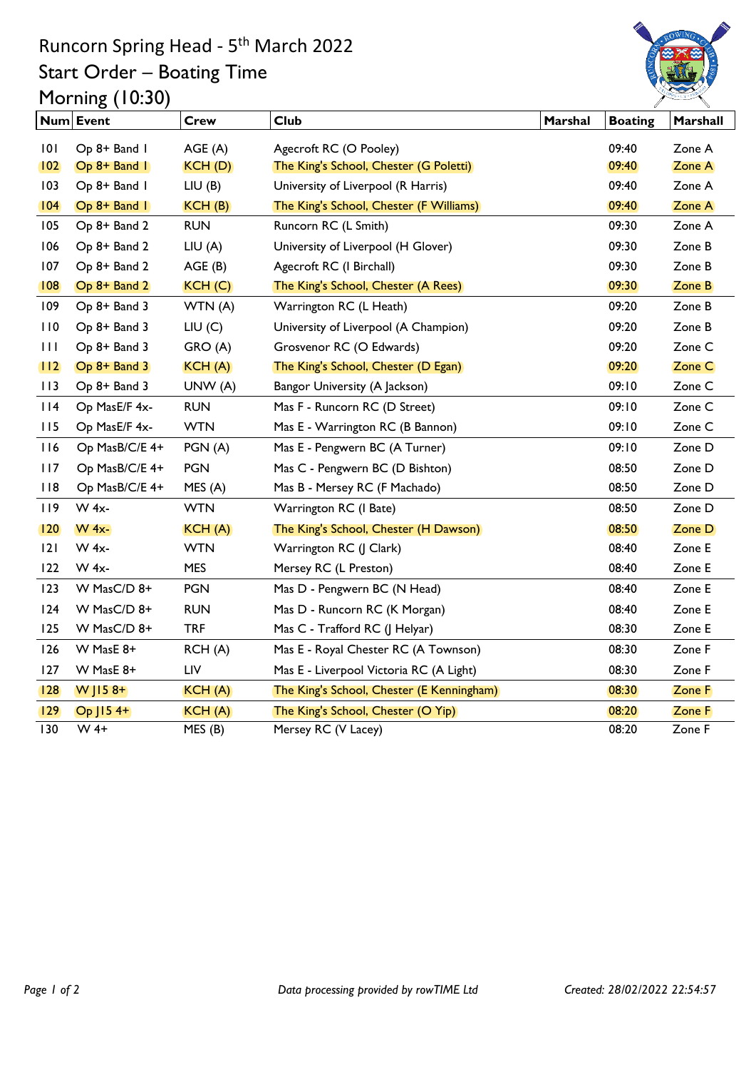# Runcorn Spring Head - 5th March 2022

## Start Order – Boating Time

## Morning (10:30)

| Num | Event | Crew | Club | Marshal | Boating | Marshall |
|---|---|---|---|---|---|---|
| 101 | Op 8+ Band 1 | AGE (A) | Agecroft RC (O Pooley) | | 09:40 | Zone A |
| 102 | Op 8+ Band 1 | KCH (D) | The King's School, Chester (G Poletti) | | 09:40 | Zone A |
| 103 | Op 8+ Band 1 | LIU (B) | University of Liverpool (R Harris) | | 09:40 | Zone A |
| 104 | Op 8+ Band 1 | KCH (B) | The King's School, Chester (F Williams) | | 09:40 | Zone A |
| 105 | Op 8+ Band 2 | RUN | Runcorn RC (L Smith) | | 09:30 | Zone A |
| 106 | Op 8+ Band 2 | LIU (A) | University of Liverpool (H Glover) | | 09:30 | Zone B |
| 107 | Op 8+ Band 2 | AGE (B) | Agecroft RC (I Birchall) | | 09:30 | Zone B |
| 108 | Op 8+ Band 2 | KCH (C) | The King's School, Chester (A Rees) | | 09:30 | Zone B |
| 109 | Op 8+ Band 3 | WTN (A) | Warrington RC (L Heath) | | 09:20 | Zone B |
| 110 | Op 8+ Band 3 | LIU (C) | University of Liverpool (A Champion) | | 09:20 | Zone B |
| 111 | Op 8+ Band 3 | GRO (A) | Grosvenor RC (O Edwards) | | 09:20 | Zone C |
| 112 | Op 8+ Band 3 | KCH (A) | The King's School, Chester (D Egan) | | 09:20 | Zone C |
| 113 | Op 8+ Band 3 | UNW (A) | Bangor University (A Jackson) | | 09:10 | Zone C |
| 114 | Op MasE/F 4x- | RUN | Mas F - Runcorn RC (D Street) | | 09:10 | Zone C |
| 115 | Op MasE/F 4x- | WTN | Mas E - Warrington RC (B Bannon) | | 09:10 | Zone C |
| 116 | Op MasB/C/E 4+ | PGN (A) | Mas E - Pengwern BC (A Turner) | | 09:10 | Zone D |
| 117 | Op MasB/C/E 4+ | PGN | Mas C - Pengwern BC (D Bishton) | | 08:50 | Zone D |
| 118 | Op MasB/C/E 4+ | MES (A) | Mas B - Mersey RC (F Machado) | | 08:50 | Zone D |
| 119 | W 4x- | WTN | Warrington RC (I Bate) | | 08:50 | Zone D |
| 120 | W 4x- | KCH (A) | The King's School, Chester (H Dawson) | | 08:50 | Zone D |
| 121 | W 4x- | WTN | Warrington RC (J Clark) | | 08:40 | Zone E |
| 122 | W 4x- | MES | Mersey RC (L Preston) | | 08:40 | Zone E |
| 123 | W MasC/D 8+ | PGN | Mas D - Pengwern BC (N Head) | | 08:40 | Zone E |
| 124 | W MasC/D 8+ | RUN | Mas D - Runcorn RC (K Morgan) | | 08:40 | Zone E |
| 125 | W MasC/D 8+ | TRF | Mas C - Trafford RC (J Helyar) | | 08:30 | Zone E |
| 126 | W MasE 8+ | RCH (A) | Mas E - Royal Chester RC (A Townson) | | 08:30 | Zone F |
| 127 | W MasE 8+ | LIV | Mas E - Liverpool Victoria RC (A Light) | | 08:30 | Zone F |
| 128 | W J15 8+ | KCH (A) | The King's School, Chester (E Kenningham) | | 08:30 | Zone F |
| 129 | Op J15 4+ | KCH (A) | The King's School, Chester (O Yip) | | 08:20 | Zone F |
| 130 | W 4+ | MES (B) | Mersey RC (V Lacey) | | 08:20 | Zone F |

*Data processing provided by rowTIME Ltd*

*Created: 28/02/2022 22:54:57*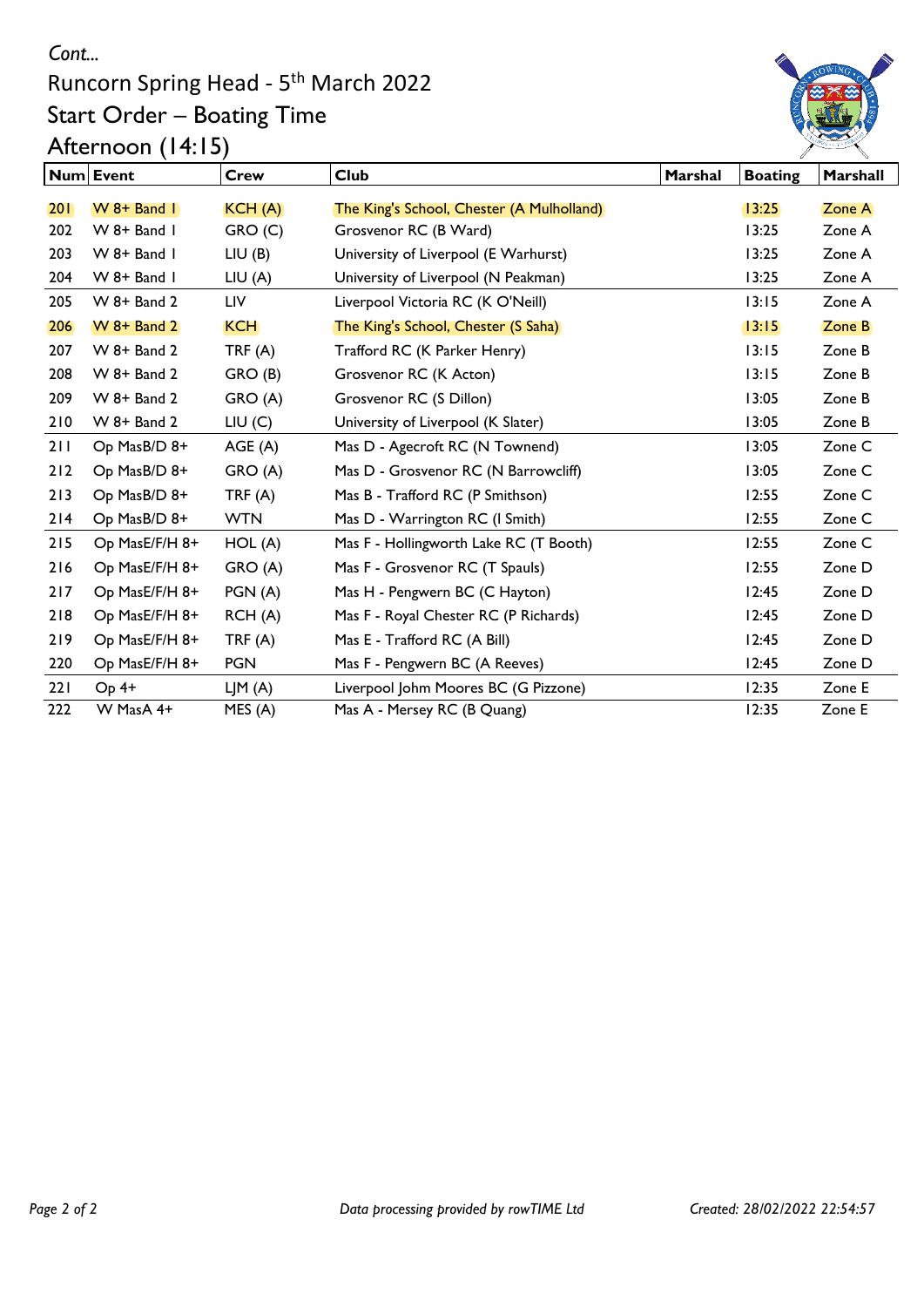*Cont...*

# Runcorn Spring Head - 5th March 2022

## Start Order – Boating Time

## Afternoon (14:15)

| Num | Event | Crew | Club | Marshal | Boating | Marshall |
|---|---|---|---|---|---|---|
| 201 | W 8+ Band 1 | KCH (A) | The King's School, Chester (A Mulholland) | | 13:25 | Zone A |
| 202 | W 8+ Band 1 | GRO (C) | Grosvenor RC (B Ward) | | 13:25 | Zone A |
| 203 | W 8+ Band 1 | LIU (B) | University of Liverpool (E Warhurst) | | 13:25 | Zone A |
| 204 | W 8+ Band 1 | LIU (A) | University of Liverpool (N Peakman) | | 13:25 | Zone A |
| 205 | W 8+ Band 2 | LIV | Liverpool Victoria RC (K O'Neill) | | 13:15 | Zone A |
| 206 | W 8+ Band 2 | KCH | The King's School, Chester (S Saha) | | 13:15 | Zone B |
| 207 | W 8+ Band 2 | TRF (A) | Trafford RC (K Parker Henry) | | 13:15 | Zone B |
| 208 | W 8+ Band 2 | GRO (B) | Grosvenor RC (K Acton) | | 13:15 | Zone B |
| 209 | W 8+ Band 2 | GRO (A) | Grosvenor RC (S Dillon) | | 13:05 | Zone B |
| 210 | W 8+ Band 2 | LIU (C) | University of Liverpool (K Slater) | | 13:05 | Zone B |
| 211 | Op MasB/D 8+ | AGE (A) | Mas D - Agecroft RC (N Townend) | | 13:05 | Zone C |
| 212 | Op MasB/D 8+ | GRO (A) | Mas D - Grosvenor RC (N Barrowcliff) | | 13:05 | Zone C |
| 213 | Op MasB/D 8+ | TRF (A) | Mas B - Trafford RC (P Smithson) | | 12:55 | Zone C |
| 214 | Op MasB/D 8+ | WTN | Mas D - Warrington RC (I Smith) | | 12:55 | Zone C |
| 215 | Op MasE/F/H 8+ | HOL (A) | Mas F - Hollingworth Lake RC (T Booth) | | 12:55 | Zone C |
| 216 | Op MasE/F/H 8+ | GRO (A) | Mas F - Grosvenor RC (T Spauls) | | 12:55 | Zone D |
| 217 | Op MasE/F/H 8+ | PGN (A) | Mas H - Pengwern BC (C Hayton) | | 12:45 | Zone D |
| 218 | Op MasE/F/H 8+ | RCH (A) | Mas F - Royal Chester RC (P Richards) | | 12:45 | Zone D |
| 219 | Op MasE/F/H 8+ | TRF (A) | Mas E - Trafford RC (A Bill) | | 12:45 | Zone D |
| 220 | Op MasE/F/H 8+ | PGN | Mas F - Pengwern BC (A Reeves) | | 12:45 | Zone D |
| 221 | Op 4+ | LJM (A) | Liverpool Johm Moores BC (G Pizzone) | | 12:35 | Zone E |
| 222 | W MasA 4+ | MES (A) | Mas A - Mersey RC (B Quang) | | 12:35 | Zone E |

*Data processing provided by rowTIME Ltd*

*Created: 28/02/2022 22:54:57*